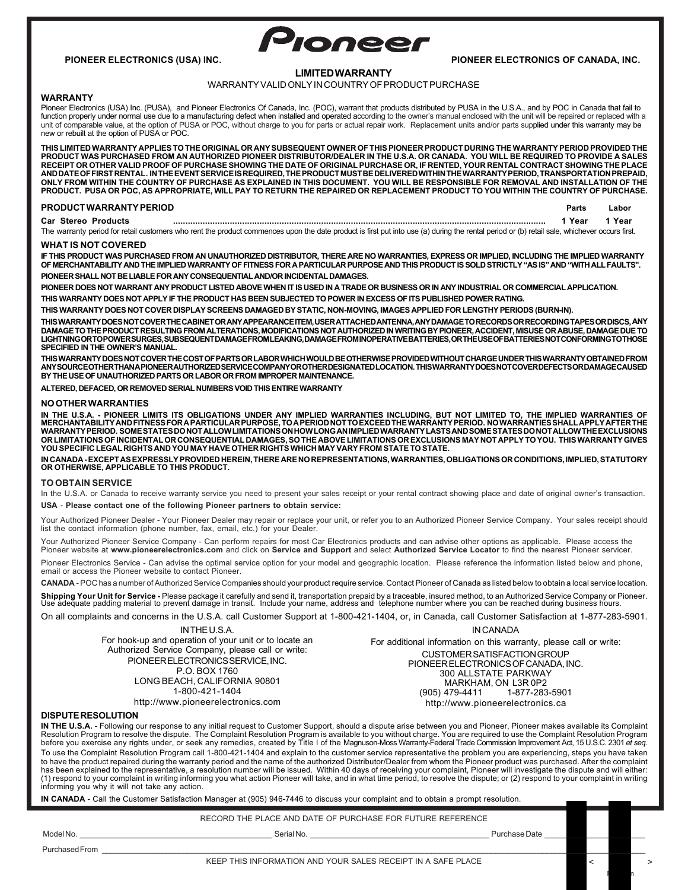# Pioneer

**PIONEER ELECTRONICS (USA) INC.** **PIONEER ELECTRONICS OF CANADA, INC.**

## LIMITED WARRANTY

WARRANTY VALID ONLY IN COUNTRY OF PRODUCT PURCHASE

### WARRANTY

Pioneer Electronics (USA) Inc. (PUSA), and Pioneer Electronics Of Canada, Inc. (POC), warrant that products distributed by PUSA in the U.S.A., and by POC in Canada that fail to function properly under normal use due to a manufacturing defect when installed and operated according to the owner's manual enclosed with the unit will be repaired or replaced with a unit of comparable value, at the option of PUSA or POC, without charge to you for parts or actual repair work. Replacement units and/or parts supplied under this warranty may be new or rebuilt at the option of PUSA or POC.

**THIS LIMITED WARRANTY APPLIES TO THE ORIGINAL OR ANY SUBSEQUENT OWNER OF THIS PIONEER PRODUCT DURING THE WARRANTY PERIOD PROVIDED THE PRODUCT WAS PURCHASED FROM AN AUTHORIZED PIONEER DISTRIBUTOR/DEALER IN THE U.S.A. OR CANADA. YOU WILL BE REQUIRED TO PROVIDE A SALES RECEIPT OR OTHER VALID PROOF OF PURCHASE SHOWING THE DATE OF ORIGINAL PURCHASE OR, IF RENTED, YOUR RENTAL CONTRACT SHOWING THE PLACE AND DATE OF FIRST RENTAL. IN THE EVENT SERVICE IS REQUIRED, THE PRODUCT MUST BE DELIVERED WITHIN THE WARRANTY PERIOD, TRANSPORTATION PREPAID, ONLY FROM WITHIN THE COUNTRY OF PURCHASE AS EXPLAINED IN THIS DOCUMENT. YOU WILL BE RESPONSIBLE FOR REMOVAL AND INSTALLATION OF THE PRODUCT. PUSA OR POC, AS APPROPRIATE, WILL PAY TO RETURN THE REPAIRED OR REPLACEMENT PRODUCT TO YOU WITHIN THE COUNTRY OF PURCHASE.**

| PRODUCT WARRANTY PERIOD | Parts | Labor |
|---|---|---|
| **Car Stereo Products** | 1 Year | 1 Year |

The warranty period for retail customers who rent the product commences upon the date product is first put into use (a) during the rental period or (b) retail sale, whichever occurs first.

### WHAT IS NOT COVERED

**IF THIS PRODUCT WAS PURCHASED FROM AN UNAUTHORIZED DISTRIBUTOR, THERE ARE NO WARRANTIES, EXPRESS OR IMPLIED, INCLUDING THE IMPLIED WARRANTY OF MERCHANTABILITY AND THE IMPLIED WARRANTY OF FITNESS FOR A PARTICULAR PURPOSE AND THIS PRODUCT IS SOLD STRICTLY "AS IS" AND "WITH ALL FAULTS".**

**PIONEER SHALL NOT BE LIABLE FOR ANY CONSEQUENTIAL AND/OR INCIDENTAL DAMAGES.**

**PIONEER DOES NOT WARRANT ANY PRODUCT LISTED ABOVE WHEN IT IS USED IN A TRADE OR BUSINESS OR IN ANY INDUSTRIAL OR COMMERCIAL APPLICATION.**

**THIS WARRANTY DOES NOT APPLY IF THE PRODUCT HAS BEEN SUBJECTED TO POWER IN EXCESS OF ITS PUBLISHED POWER RATING.**

**THIS WARRANTY DOES NOT COVER DISPLAY SCREENS DAMAGED BY STATIC, NON-MOVING, IMAGES APPLIED FOR LENGTHY PERIODS (BURN-IN).**

**THIS WARRANTY DOES NOT COVER THE CABINET OR ANY APPEARANCE ITEM, USER ATTACHED ANTENNA, ANY DAMAGE TO RECORDS OR RECORDING TAPES OR DISCS, ANY DAMAGE TO THE PRODUCT RESULTING FROM ALTERATIONS, MODIFICATIONS NOT AUTHORIZED IN WRITING BY PIONEER, ACCIDENT, MISUSE OR ABUSE, DAMAGE DUE TO LIGHTNING OR TO POWER SURGES, SUBSEQUENT DAMAGE FROM LEAKING, DAMAGE FROM INOPERATIVE BATTERIES, OR THE USE OF BATTERIES NOT CONFORMING TO THOSE SPECIFIED IN THE OWNER'S MANUAL.**

**THIS WARRANTY DOES NOT COVER THE COST OF PARTS OR LABOR WHICH WOULD BE OTHERWISE PROVIDED WITHOUT CHARGE UNDER THIS WARRANTY OBTAINED FROM ANY SOURCE OTHER THAN A PIONEER AUTHORIZED SERVICE COMPANY OR OTHER DESIGNATED LOCATION. THIS WARRANTY DOES NOT COVER DEFECTS OR DAMAGE CAUSED BY THE USE OF UNAUTHORIZED PARTS OR LABOR OR FROM IMPROPER MAINTENANCE.**

**ALTERED, DEFACED, OR REMOVED SERIAL NUMBERS VOID THIS ENTIRE WARRANTY**

### NO OTHER WARRANTIES

**IN THE U.S.A. - PIONEER LIMITS ITS OBLIGATIONS UNDER ANY IMPLIED WARRANTIES INCLUDING, BUT NOT LIMITED TO, THE IMPLIED WARRANTIES OF MERCHANTABILITY AND FITNESS FOR A PARTICULAR PURPOSE, TO A PERIOD NOT TO EXCEED THE WARRANTY PERIOD. NO WARRANTIES SHALL APPLY AFTER THE WARRANTY PERIOD. SOME STATES DO NOT ALLOW LIMITATIONS ON HOW LONG AN IMPLIED WARRANTY LASTS AND SOME STATES DO NOT ALLOW THE EXCLUSIONS OR LIMITATIONS OF INCIDENTAL OR CONSEQUENTIAL DAMAGES, SO THE ABOVE LIMITATIONS OR EXCLUSIONS MAY NOT APPLY TO YOU. THIS WARRANTY GIVES YOU SPECIFIC LEGAL RIGHTS AND YOU MAY HAVE OTHER RIGHTS WHICH MAY VARY FROM STATE TO STATE.**

**IN CANADA - EXCEPT AS EXPRESSLY PROVIDED HEREIN, THERE ARE NO REPRESENTATIONS, WARRANTIES, OBLIGATIONS OR CONDITIONS, IMPLIED, STATUTORY OR OTHERWISE, APPLICABLE TO THIS PRODUCT.**

### TO OBTAIN SERVICE

In the U.S.A. or Canada to receive warranty service you need to present your sales receipt or your rental contract showing place and date of original owner's transaction.

**USA** - **Please contact one of the following Pioneer partners to obtain service:**

Your Authorized Pioneer Dealer - Your Pioneer Dealer may repair or replace your unit, or refer you to an Authorized Pioneer Service Company. Your sales receipt should list the contact information (phone number, fax, email, etc.) for your Dealer.

Your Authorized Pioneer Service Company - Can perform repairs for most Car Electronics products and can advise other options as applicable. Please access the Pioneer website at **www.pioneerelectronics.com** and click on **Service and Support** and select **Authorized Service Locator** to find the nearest Pioneer servicer.

Pioneer Electronics Service - Can advise the optimal service option for your model and geographic location. Please reference the information listed below and phone, email or access the Pioneer website to contact Pioneer.

**CANADA** - POC has a number of Authorized Service Companies should your product require service. Contact Pioneer of Canada as listed below to obtain a local service location.

**Shipping Your Unit for Service -** Please package it carefully and send it, transportation prepaid by a traceable, insured method, to an Authorized Service Company or Pioneer. Use adequate padding material to prevent damage in transit. Include your name, address and telephone number where you can be reached during business hours.

On all complaints and concerns in the U.S.A. call Customer Support at 1-800-421-1404, or, in Canada, call Customer Satisfaction at 1-877-283-5901.

IN THE U.S.A.
For hook-up and operation of your unit or to locate an Authorized Service Company, please call or write:
PIONEER ELECTRONICS SERVICE, INC.
P.O. BOX 1760
LONG BEACH, CALIFORNIA 90801
1-800-421-1404
http://www.pioneerelectronics.com

IN CANADA
For additional information on this warranty, please call or write:
CUSTOMER SATISFACTION GROUP
PIONEER ELECTRONICS OF CANADA, INC.
300 ALLSTATE PARKWAY
MARKHAM, ON L3R 0P2
(905) 479-4411 1-877-283-5901
http://www.pioneerelectronics.ca

### DISPUTE RESOLUTION

**IN THE U.S.A.** - Following our response to any initial request to Customer Support, should a dispute arise between you and Pioneer, Pioneer makes available its Complaint Resolution Program to resolve the dispute. The Complaint Resolution Program is available to you without charge. You are required to use the Complaint Resolution Program before you exercise any rights under, or seek any remedies, created by Title I of the Magnuson-Moss Warranty-Federal Trade Commission Improvement Act, 15 U.S.C. 2301 *et seq.*

To use the Complaint Resolution Program call 1-800-421-1404 and explain to the customer service representative the problem you are experiencing, steps you have taken to have the product repaired during the warranty period and the name of the authorized Distributor/Dealer from whom the Pioneer product was purchased. After the complaint has been explained to the representative, a resolution number will be issued. Within 40 days of receiving your complaint, Pioneer will investigate the dispute and will either: (1) respond to your complaint in writing informing you what action Pioneer will take, and in what time period, to resolve the dispute; or (2) respond to your complaint in writing informing you why it will not take any action.

**IN CANADA** - Call the Customer Satisfaction Manager at (905) 946-7446 to discuss your complaint and to obtain a prompt resolution.

RECORD THE PLACE AND DATE OF PURCHASE FOR FUTURE REFERENCE

Model No. ______________ Serial No. ______________ Purchase Date ______________

Purchased From ______________________________

KEEP THIS INFORMATION AND YOUR SALES RECEIPT IN A SAFE PLACE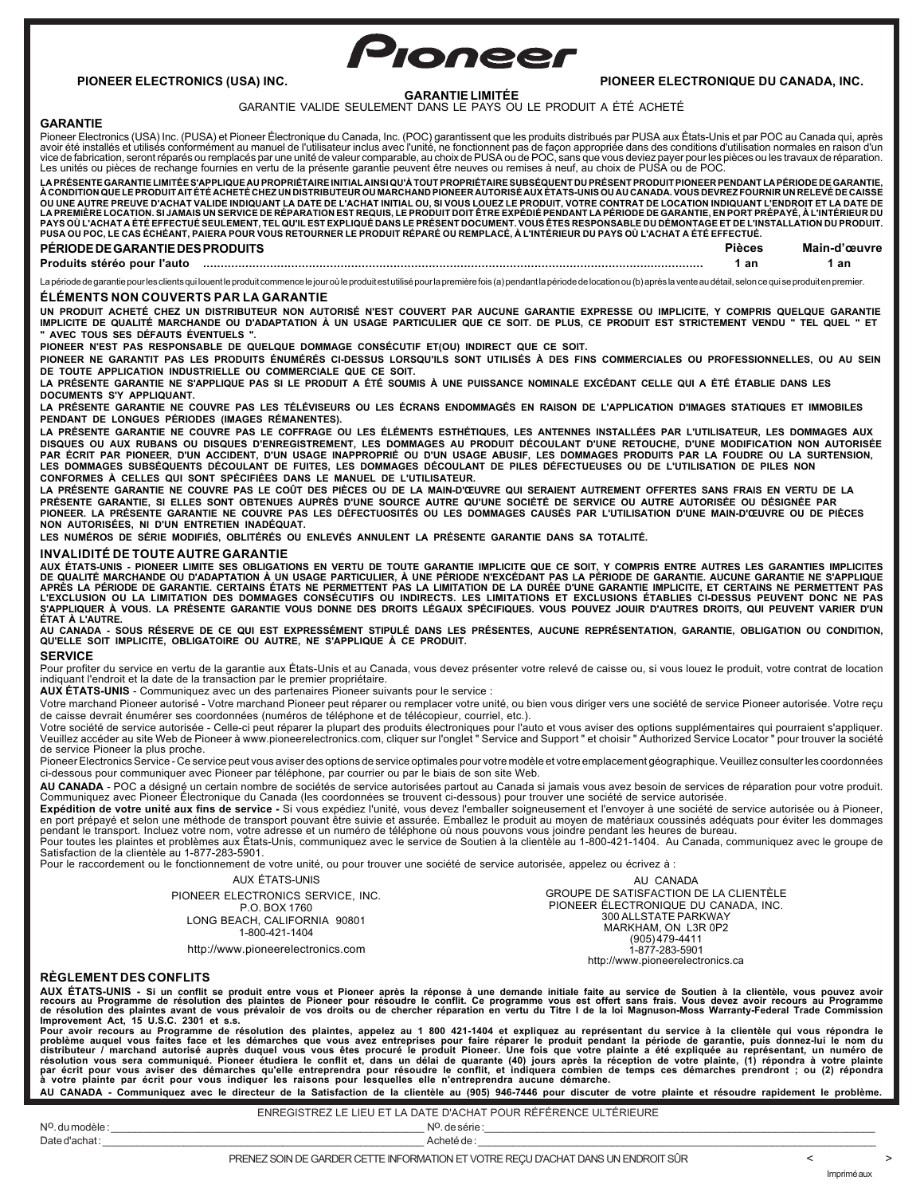# Pioneer

**PIONEER ELECTRONICS (USA) INC.** **PIONEER ELECTRONIQUE DU CANADA, INC.**

**GARANTIE LIMITÉE**

GARANTIE VALIDE SEULEMENT DANS LE PAYS OU LE PRODUIT A ÉTÉ ACHETÉ

## GARANTIE

Pioneer Electronics (USA) Inc. (PUSA) et Pioneer Électronique du Canada, Inc. (POC) garantissent que les produits distribués par PUSA aux États-Unis et par POC au Canada qui, après avoir été installés et utilisés conformément au manuel de l'utilisateur inclus avec l'unité, ne fonctionnent pas de façon appropriée dans des conditions d'utilisation normales en raison d'un vice de fabrication, seront réparés ou remplacés par une unité de valeur comparable, au choix de PUSA ou de POC, sans que vous deviez payer pour les pièces ou les travaux de réparation. Les unités ou pièces de rechange fournies en vertu de la présente garantie peuvent être neuves ou remises à neuf, au choix de PUSA ou de POC.

**LA PRÉSENTE GARANTIE LIMITÉE S'APPLIQUE AU PROPRIÉTAIRE INITIAL AINSI QU'À TOUT PROPRIÉTAIRE SUBSÉQUENT DU PRÉSENT PRODUIT PIONEER PENDANT LA PÉRIODE DE GARANTIE, À CONDITION QUE LE PRODUIT AIT ÉTÉ ACHETÉ CHEZ UN DISTRIBUTEUR OU MARCHAND PIONEER AUTORISÉ AUX ÉTATS-UNIS OU AU CANADA. VOUS DEVREZ FOURNIR UN RELEVÉ DE CAISSE OU UNE AUTRE PREUVE D'ACHAT VALIDE INDIQUANT LA DATE DE L'ACHAT INITIAL OU, SI VOUS LOUEZ LE PRODUIT, VOTRE CONTRAT DE LOCATION INDIQUANT L'ENDROIT ET LA DATE DE LA PREMIÈRE LOCATION. SI JAMAIS UN SERVICE DE RÉPARATION EST REQUIS, LE PRODUIT DOIT ÊTRE EXPÉDIÉ PENDANT LA PÉRIODE DE GARANTIE, EN PORT PRÉPAYÉ, À L'INTÉRIEUR DU PAYS OÙ L'ACHAT A ÉTÉ EFFECTUÉ SEULEMENT, TEL QU'IL EST EXPLIQUÉ DANS LE PRÉSENT DOCUMENT. VOUS ÊTES RESPONSABLE DU DÉMONTAGE ET DE L'INSTALLATION DU PRODUIT. PUSA OU POC, LE CAS ÉCHÉANT, PAIERA POUR VOUS RETOURNER LE PRODUIT RÉPARÉ OU REMPLACÉ, À L'INTÉRIEUR DU PAYS OÙ L'ACHAT A ÉTÉ EFFECTUÉ.**

| **PÉRIODE DE GARANTIE DES PRODUITS** | **Pièces** | **Main-d'œuvre** |
|---|---|---|
| **Produits stéréo pour l'auto** .......... | **1 an** | **1 an** |

La période de garantie pour les clients qui louent le produit commence le jour où le produit est utilisé pour la première fois (a) pendant la période de location ou (b) après la vente au détail, selon ce qui se produit en premier.

## ÉLÉMENTS NON COUVERTS PAR LA GARANTIE

**UN PRODUIT ACHETÉ CHEZ UN DISTRIBUTEUR NON AUTORISÉ N'EST COUVERT PAR AUCUNE GARANTIE EXPRESSE OU IMPLICITE, Y COMPRIS QUELQUE GARANTIE IMPLICITE DE QUALITÉ MARCHANDE OU D'ADAPTATION À UN USAGE PARTICULIER QUE CE SOIT. DE PLUS, CE PRODUIT EST STRICTEMENT VENDU " TEL QUEL " ET " AVEC TOUS SES DÉFAUTS ÉVENTUELS ".**

**PIONEER N'EST PAS RESPONSABLE DE QUELQUE DOMMAGE CONSÉCUTIF ET(OU) INDIRECT QUE CE SOIT.**

**PIONEER NE GARANTIT PAS LES PRODUITS ÉNUMÉRÉS CI-DESSUS LORSQU'ILS SONT UTILISÉS À DES FINS COMMERCIALES OU PROFESSIONNELLES, OU AU SEIN DE TOUTE APPLICATION INDUSTRIELLE OU COMMERCIALE QUE CE SOIT.**

**LA PRÉSENTE GARANTIE NE S'APPLIQUE PAS SI LE PRODUIT A ÉTÉ SOUMIS À UNE PUISSANCE NOMINALE EXCÉDANT CELLE QUI A ÉTÉ ÉTABLIE DANS LES DOCUMENTS S'Y APPLIQUANT.**

**LA PRÉSENTE GARANTIE NE COUVRE PAS LES TÉLÉVISEURS OU LES ÉCRANS ENDOMMAGÉS EN RAISON DE L'APPLICATION D'IMAGES STATIQUES ET IMMOBILES PENDANT DE LONGUES PÉRIODES (IMAGES RÉMANENTES).**

**LA PRÉSENTE GARANTIE NE COUVRE PAS LE COFFRAGE OU LES ÉLÉMENTS ESTHÉTIQUES, LES ANTENNES INSTALLÉES PAR L'UTILISATEUR, LES DOMMAGES AUX DISQUES OU AUX RUBANS OU DISQUES D'ENREGISTREMENT, LES DOMMAGES AU PRODUIT DÉCOULANT D'UNE RETOUCHE, D'UNE MODIFICATION NON AUTORISÉE PAR ÉCRIT PAR PIONEER, D'UN ACCIDENT, D'UN USAGE INAPPROPRIÉ OU D'UN USAGE ABUSIF, LES DOMMAGES PRODUITS PAR LA FOUDRE OU LA SURTENSION, LES DOMMAGES SUBSÉQUENTS DÉCOULANT DE FUITES, LES DOMMAGES DÉCOULANT DE PILES DÉFECTUEUSES OU DE L'UTILISATION DE PILES NON CONFORMES À CELLES QUI SONT SPÉCIFIÉES DANS LE MANUEL DE L'UTILISATEUR.**

**LA PRÉSENTE GARANTIE NE COUVRE PAS LE COÛT DES PIÈCES OU DE LA MAIN-D'ŒUVRE QUI SERAIENT AUTREMENT OFFERTES SANS FRAIS EN VERTU DE LA PRÉSENTE GARANTIE, SI ELLES SONT OBTENUES AUPRÈS D'UNE SOURCE AUTRE QU'UNE SOCIÉTÉ DE SERVICE OU AUTRE AUTORISÉE OU DÉSIGNÉE PAR PIONEER. LA PRÉSENTE GARANTIE NE COUVRE PAS LES DÉFECTUOSITÉS OU LES DOMMAGES CAUSÉS PAR L'UTILISATION D'UNE MAIN-D'ŒUVRE OU DE PIÈCES NON AUTORISÉES, NI D'UN ENTRETIEN INADÉQUAT.**

**LES NUMÉROS DE SÉRIE MODIFIÉS, OBLITÉRÉS OU ENLEVÉS ANNULENT LA PRÉSENTE GARANTIE DANS SA TOTALITÉ.**

## INVALIDITÉ DE TOUTE AUTRE GARANTIE

**AUX ÉTATS-UNIS - PIONEER LIMITE SES OBLIGATIONS EN VERTU DE TOUTE GARANTIE IMPLICITE QUE CE SOIT, Y COMPRIS ENTRE AUTRES LES GARANTIES IMPLICITES DE QUALITÉ MARCHANDE OU D'ADAPTATION À UN USAGE PARTICULIER, À UNE PÉRIODE N'EXCÉDANT PAS LA PÉRIODE DE GARANTIE. AUCUNE GARANTIE NE S'APPLIQUE APRÈS LA PÉRIODE DE GARANTIE. CERTAINS ÉTATS NE PERMETTENT PAS LA LIMITATION DE LA DURÉE D'UNE GARANTIE IMPLICITE, ET CERTAINS NE PERMETTENT PAS L'EXCLUSION OU LA LIMITATION DES DOMMAGES CONSÉCUTIFS OU INDIRECTS. LES LIMITATIONS ET EXCLUSIONS ÉTABLIES CI-DESSUS PEUVENT DONC NE PAS S'APPLIQUER À VOUS. LA PRÉSENTE GARANTIE VOUS DONNE DES DROITS LÉGAUX SPÉCIFIQUES. VOUS POUVEZ JOUIR D'AUTRES DROITS, QUI PEUVENT VARIER D'UN ÉTAT À L'AUTRE.**

**AU CANADA - SOUS RÉSERVE DE CE QUI EST EXPRESSÉMENT STIPULÉ DANS LES PRÉSENTES, AUCUNE REPRÉSENTATION, GARANTIE, OBLIGATION OU CONDITION, QU'ELLE SOIT IMPLICITE, OBLIGATOIRE OU AUTRE, NE S'APPLIQUE À CE PRODUIT.**

## SERVICE

Pour profiter du service en vertu de la garantie aux États-Unis et au Canada, vous devez présenter votre relevé de caisse ou, si vous louez le produit, votre contrat de location indiquant l'endroit et la date de la transaction par le premier propriétaire.

**AUX ÉTATS-UNIS** - Communiquez avec un des partenaires Pioneer suivants pour le service :

Votre marchand Pioneer autorisé - Votre marchand Pioneer peut réparer ou remplacer votre unité, ou bien vous diriger vers une société de service Pioneer autorisée. Votre reçu de caisse devrait énumérer ses coordonnées (numéros de téléphone et de télécopieur, courriel, etc.).

Votre société de service autorisée - Celle-ci peut réparer la plupart des produits électroniques pour l'auto et vous aviser des options supplémentaires qui pourraient s'appliquer. Veuillez accéder au site Web de Pioneer à www.pioneerelectronics.com, cliquer sur l'onglet " Service and Support " et choisir " Authorized Service Locator " pour trouver la société de service Pioneer la plus proche.

Pioneer Electronics Service - Ce service peut vous aviser des options de service optimales pour votre modèle et votre emplacement géographique. Veuillez consulter les coordonnées ci-dessous pour communiquer avec Pioneer par téléphone, par courrier ou par le biais de son site Web.

**AU CANADA** - POC a désigné un certain nombre de sociétés de service autorisées partout au Canada si jamais vous avez besoin de services de réparation pour votre produit. Communiquez avec Pioneer Électronique du Canada (les coordonnées se trouvent ci-dessous) pour trouver une société de service autorisée.

**Expédition de votre unité aux fins de service -** Si vous expédiez l'unité, vous devez l'emballer soigneusement et l'envoyer à une société de service autorisée ou à Pioneer, en port prépayé et selon une méthode de transport pouvant être suivie et assurée. Emballez le produit au moyen de matériaux coussinés adéquats pour éviter les dommages pendant le transport. Incluez votre nom, votre adresse et un numéro de téléphone où nous pouvons vous joindre pendant les heures de bureau.

Pour toutes les plaintes et problèmes aux États-Unis, communiquez avec le service de Soutien à la clientèle au 1-800-421-1404. Au Canada, communiquez avec le groupe de Satisfaction de la clientèle au 1-877-283-5901.

Pour le raccordement ou le fonctionnement de votre unité, ou pour trouver une société de service autorisée, appelez ou écrivez à :

AUX ÉTATS-UNIS
PIONEER ELECTRONICS SERVICE, INC.
P.O. BOX 1760
LONG BEACH, CALIFORNIA 90801
1-800-421-1404
http://www.pioneerelectronics.com

AU CANADA
GROUPE DE SATISFACTION DE LA CLIENTÈLE
PIONEER ÉLECTRONIQUE DU CANADA, INC.
300 ALLSTATE PARKWAY
MARKHAM, ON L3R 0P2
(905) 479-4411
1-877-283-5901
http://www.pioneerelectronics.ca

## RÈGLEMENT DES CONFLITS

**AUX ÉTATS-UNIS - Si un conflit se produit entre vous et Pioneer après la réponse à une demande initiale faite au service de Soutien à la clientèle, vous pouvez avoir recours au Programme de résolution des plaintes de Pioneer pour résoudre le conflit. Ce programme vous est offert sans frais. Vous devez avoir recours au Programme de résolution des plaintes avant de vous prévaloir de vos droits ou de chercher réparation en vertu du Titre I de la loi Magnuson-Moss Warranty-Federal Trade Commission Improvement Act, 15 U.S.C. 2301 et s.s.**

**Pour avoir recours au Programme de résolution des plaintes, appelez au 1 800 421-1404 et expliquez au représentant du service à la clientèle qui vous répondra le problème auquel vous faites face et les démarches que vous avez entreprises pour faire réparer le produit pendant la période de garantie, puis donnez-lui le nom du distributeur / marchand autorisé auprès duquel vous vous êtes procuré le produit Pioneer. Une fois que votre plainte a été expliquée au représentant, un numéro de résolution vous sera communiqué. Pioneer étudiera le conflit et, dans un délai de quarante (40) jours après la réception de votre plainte, (1) répondra à votre plainte par écrit pour vous aviser des démarches qu'elle entreprendra pour résoudre le conflit, et indiquera combien de temps ces démarches prendront ; ou (2) répondra à votre plainte par écrit pour vous indiquer les raisons pour lesquelles elle n'entreprendra aucune démarche.**

**AU CANADA - Communiquez avec le directeur de la Satisfaction de la clientèle au (905) 946-7446 pour discuter de votre plainte et résoudre rapidement le problème.**

ENREGISTREZ LE LIEU ET LA DATE D'ACHAT POUR RÉFÉRENCE ULTÉRIEURE

Nº. du modèle : ______________________ Nº. de série : ______________________

Date d'achat : ______________________ Acheté de : ______________________

PRENEZ SOIN DE GARDER CETTE INFORMATION ET VOTRE REÇU D'ACHAT DANS UN ENDROIT SÛR

< >

Imprimé aux